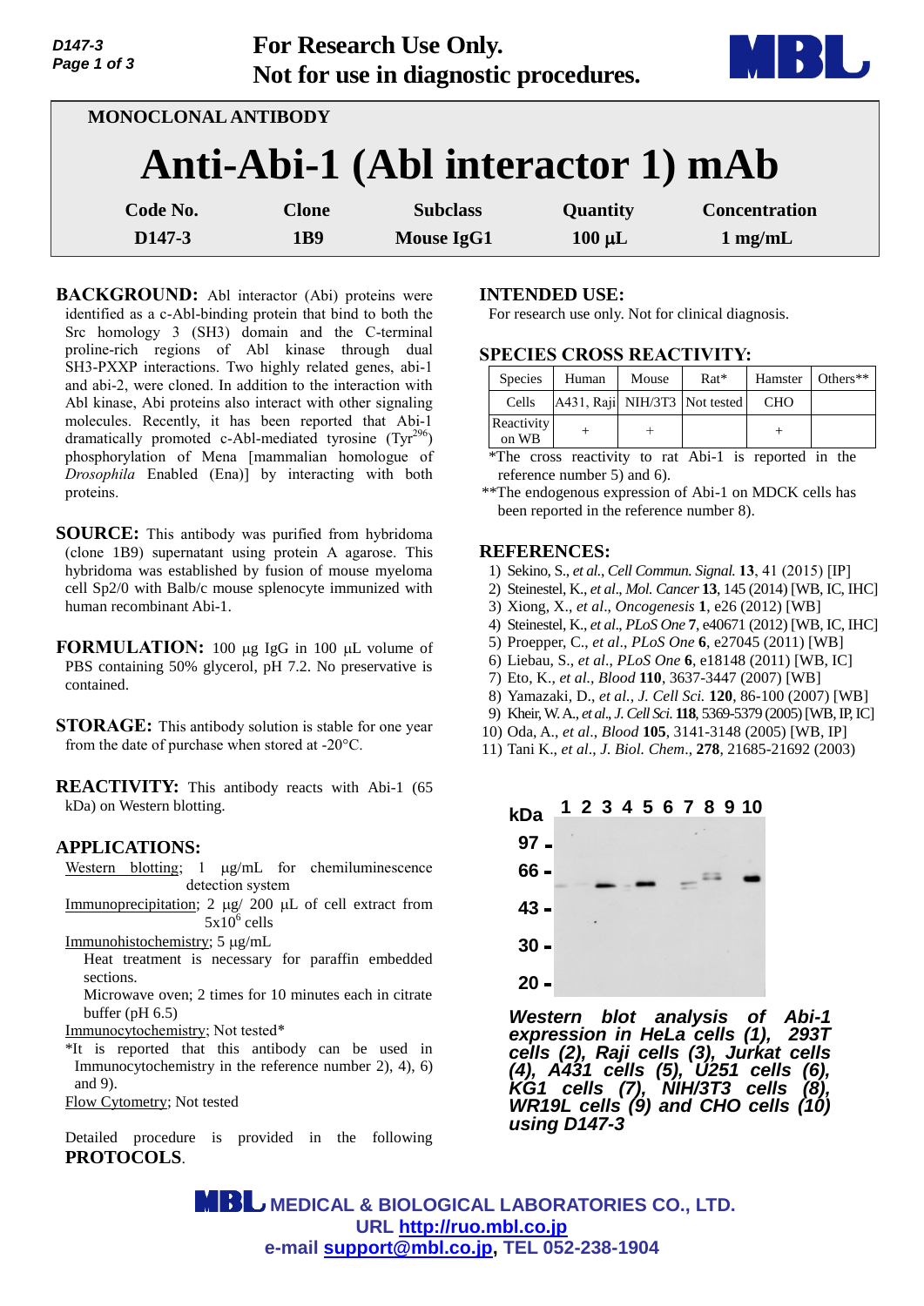For Research Use Only.
Not for use in diagnostic procedures.

MONOCLONAL ANTIBODY

# Anti-Abi-1 (Abl interactor 1) mAb

| Code No. | Clone | Subclass | Quantity | Concentration |
|---|---|---|---|---|
| D147-3 | 1B9 | Mouse IgG1 | 100 µL | 1 mg/mL |

**BACKGROUND:** Abl interactor (Abi) proteins were identified as a c-Abl-binding protein that bind to both the Src homology 3 (SH3) domain and the C-terminal proline-rich regions of Abl kinase through dual SH3-PXXP interactions. Two highly related genes, abi-1 and abi-2, were cloned. In addition to the interaction with Abl kinase, Abi proteins also interact with other signaling molecules. Recently, it has been reported that Abi-1 dramatically promoted c-Abl-mediated tyrosine ($Tyr^{296}$) phosphorylation of Mena [mammalian homologue of *Drosophila* Enabled (Ena)] by interacting with both proteins.

**SOURCE:** This antibody was purified from hybridoma (clone 1B9) supernatant using protein A agarose. This hybridoma was established by fusion of mouse myeloma cell Sp2/0 with Balb/c mouse splenocyte immunized with human recombinant Abi-1.

**FORMULATION:** 100 µg IgG in 100 µL volume of PBS containing 50% glycerol, pH 7.2. No preservative is contained.

**STORAGE:** This antibody solution is stable for one year from the date of purchase when stored at -20°C.

**REACTIVITY:** This antibody reacts with Abi-1 (65 kDa) on Western blotting.

**APPLICATIONS:**

Western blotting; 1 µg/mL for chemiluminescence detection system

Immunoprecipitation; 2 µg/ 200 µL of cell extract from $5 \times 10^6$ cells

Immunohistochemistry; 5 µg/mL
Heat treatment is necessary for paraffin embedded sections.
Microwave oven; 2 times for 10 minutes each in citrate buffer (pH 6.5)

Immunocytochemistry; Not tested*

*It is reported that this antibody can be used in Immunocytochemistry in the reference number 2), 4), 6) and 9).

Flow Cytometry; Not tested

Detailed procedure is provided in the following **PROTOCOLS**.

**INTENDED USE:**
For research use only. Not for clinical diagnosis.

**SPECIES CROSS REACTIVITY:**

| Species | Human | Mouse | Rat* | Hamster | Others** |
|---|---|---|---|---|---|
| Cells | A431, Raji | NIH/3T3 | Not tested | CHO | |
| Reactivity on WB | + | + | | + | |

*The cross reactivity to rat Abi-1 is reported in the reference number 5) and 6).

**The endogenous expression of Abi-1 on MDCK cells has been reported in the reference number 8).

**REFERENCES:**

1) Sekino, S., *et al*., *Cell Commun. Signal.* **13**, 41 (2015) [IP]
2) Steinestel, K., *et al*., *Mol. Cancer* **13**, 145 (2014) [WB, IC, IHC]
3) Xiong, X., *et al*., *Oncogenesis* **1**, e26 (2012) [WB]
4) Steinestel, K., *et al*., *PLoS One* **7**, e40671 (2012) [WB, IC, IHC]
5) Proepper, C., *et al*., *PLoS One* **6**, e27045 (2011) [WB]
6) Liebau, S., *et al*., *PLoS One* **6**, e18148 (2011) [WB, IC]
7) Eto, K., *et al*., *Blood* **110**, 3637-3447 (2007) [WB]
8) Yamazaki, D., *et al*., *J. Cell Sci.* **120**, 86-100 (2007) [WB]
9) Kheir, W. A., *et al*., *J. Cell Sci.* **118**, 5369-5379 (2005) [WB, IP, IC]
10) Oda, A., *et al*., *Blood* **105**, 3141-3148 (2005) [WB, IP]
11) Tani K., *et al*., *J. Biol. Chem*., **278**, 21685-21692 (2003)

***Western blot analysis of Abi-1 expression in HeLa cells (1), 293T cells (2), Raji cells (3), Jurkat cells (4), A431 cells (5), U251 cells (6), KG1 cells (7), NIH/3T3 cells (8), WR19L cells (9) and CHO cells (10) using D147-3***

MEDICAL & BIOLOGICAL LABORATORIES CO., LTD.
URL http://ruo.mbl.co.jp
e-mail support@mbl.co.jp, TEL 052-238-1904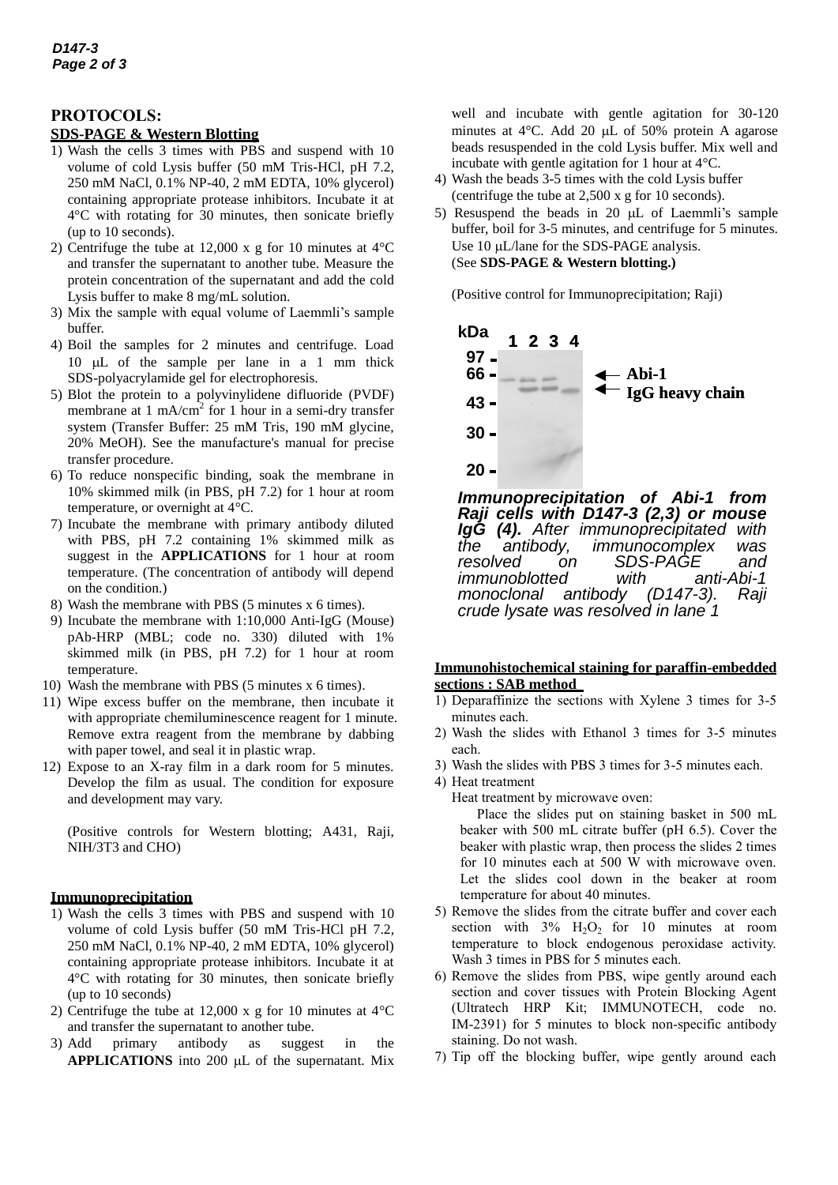## PROTOCOLS:

### SDS-PAGE & Western Blotting

1) Wash the cells 3 times with PBS and suspend with 10 volume of cold Lysis buffer (50 mM Tris-HCl, pH 7.2, 250 mM NaCl, 0.1% NP-40, 2 mM EDTA, 10% glycerol) containing appropriate protease inhibitors. Incubate it at 4°C with rotating for 30 minutes, then sonicate briefly (up to 10 seconds).
2) Centrifuge the tube at 12,000 x g for 10 minutes at 4°C and transfer the supernatant to another tube. Measure the protein concentration of the supernatant and add the cold Lysis buffer to make 8 mg/mL solution.
3) Mix the sample with equal volume of Laemmli's sample buffer.
4) Boil the samples for 2 minutes and centrifuge. Load 10 μL of the sample per lane in a 1 mm thick SDS-polyacrylamide gel for electrophoresis.
5) Blot the protein to a polyvinylidene difluoride (PVDF) membrane at 1 mA/cm$^2$ for 1 hour in a semi-dry transfer system (Transfer Buffer: 25 mM Tris, 190 mM glycine, 20% MeOH). See the manufacture's manual for precise transfer procedure.
6) To reduce nonspecific binding, soak the membrane in 10% skimmed milk (in PBS, pH 7.2) for 1 hour at room temperature, or overnight at 4°C.
7) Incubate the membrane with primary antibody diluted with PBS, pH 7.2 containing 1% skimmed milk as suggest in the **APPLICATIONS** for 1 hour at room temperature. (The concentration of antibody will depend on the condition.)
8) Wash the membrane with PBS (5 minutes x 6 times).
9) Incubate the membrane with 1:10,000 Anti-IgG (Mouse) pAb-HRP (MBL; code no. 330) diluted with 1% skimmed milk (in PBS, pH 7.2) for 1 hour at room temperature.
10) Wash the membrane with PBS (5 minutes x 6 times).
11) Wipe excess buffer on the membrane, then incubate it with appropriate chemiluminescence reagent for 1 minute. Remove extra reagent from the membrane by dabbing with paper towel, and seal it in plastic wrap.
12) Expose to an X-ray film in a dark room for 5 minutes. Develop the film as usual. The condition for exposure and development may vary.

(Positive controls for Western blotting; A431, Raji, NIH/3T3 and CHO)

### Immunoprecipitation

1) Wash the cells 3 times with PBS and suspend with 10 volume of cold Lysis buffer (50 mM Tris-HCl pH 7.2, 250 mM NaCl, 0.1% NP-40, 2 mM EDTA, 10% glycerol) containing appropriate protease inhibitors. Incubate it at 4°C with rotating for 30 minutes, then sonicate briefly (up to 10 seconds)
2) Centrifuge the tube at 12,000 x g for 10 minutes at 4°C and transfer the supernatant to another tube.
3) Add primary antibody as suggest in the **APPLICATIONS** into 200 μL of the supernatant. Mix well and incubate with gentle agitation for 30-120 minutes at 4°C. Add 20 μL of 50% protein A agarose beads resuspended in the cold Lysis buffer. Mix well and incubate with gentle agitation for 1 hour at 4°C.
4) Wash the beads 3-5 times with the cold Lysis buffer (centrifuge the tube at 2,500 x g for 10 seconds).
5) Resuspend the beads in 20 μL of Laemmli's sample buffer, boil for 3-5 minutes, and centrifuge for 5 minutes. Use 10 μL/lane for the SDS-PAGE analysis. (See **SDS-PAGE & Western blotting.)**

(Positive control for Immunoprecipitation; Raji)

kDa 1 2 3 4
97 –
66 – ← Abi-1
← IgG heavy chain
43 –
30 –
20 –

***Immunoprecipitation of Abi-1 from Raji cells with D147-3 (2,3) or mouse IgG (4).*** *After immunoprecipitated with the antibody, immunocomplex was resolved on SDS-PAGE and immunoblotted with anti-Abi-1 monoclonal antibody (D147-3). Raji crude lysate was resolved in lane 1*

### Immunohistochemical staining for paraffin-embedded sections : SAB method

1) Deparaffinize the sections with Xylene 3 times for 3-5 minutes each.
2) Wash the slides with Ethanol 3 times for 3-5 minutes each.
3) Wash the slides with PBS 3 times for 3-5 minutes each.
4) Heat treatment

   Heat treatment by microwave oven:

   Place the slides put on staining basket in 500 mL beaker with 500 mL citrate buffer (pH 6.5). Cover the beaker with plastic wrap, then process the slides 2 times for 10 minutes each at 500 W with microwave oven. Let the slides cool down in the beaker at room temperature for about 40 minutes.
5) Remove the slides from the citrate buffer and cover each section with 3% $H_2O_2$ for 10 minutes at room temperature to block endogenous peroxidase activity. Wash 3 times in PBS for 5 minutes each.
6) Remove the slides from PBS, wipe gently around each section and cover tissues with Protein Blocking Agent (Ultratech HRP Kit; IMMUNOTECH, code no. IM-2391) for 5 minutes to block non-specific antibody staining. Do not wash.
7) Tip off the blocking buffer, wipe gently around each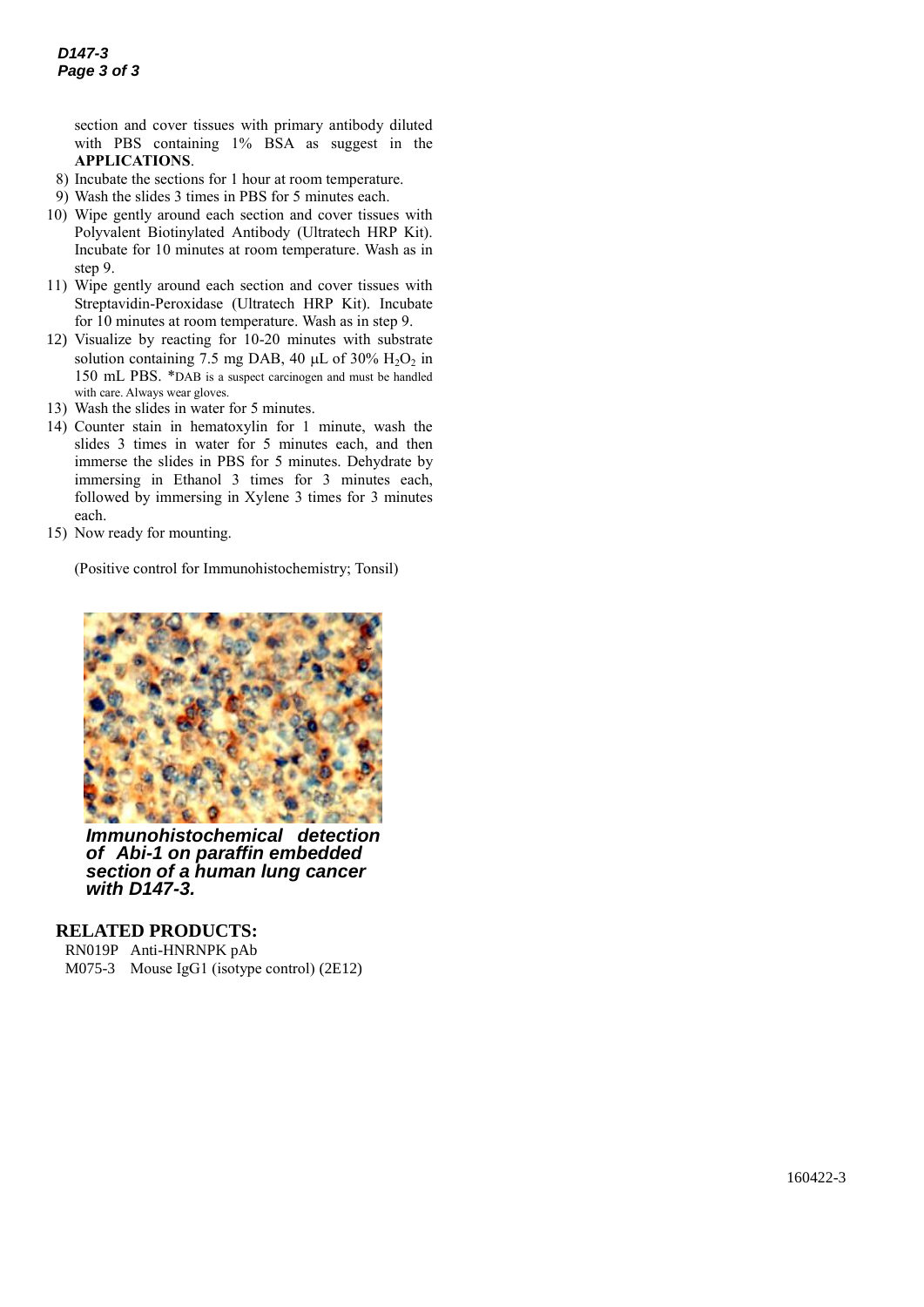section and cover tissues with primary antibody diluted with PBS containing 1% BSA as suggest in the **APPLICATIONS**.

8) Incubate the sections for 1 hour at room temperature.
9) Wash the slides 3 times in PBS for 5 minutes each.
10) Wipe gently around each section and cover tissues with Polyvalent Biotinylated Antibody (Ultratech HRP Kit). Incubate for 10 minutes at room temperature. Wash as in step 9.
11) Wipe gently around each section and cover tissues with Streptavidin-Peroxidase (Ultratech HRP Kit). Incubate for 10 minutes at room temperature. Wash as in step 9.
12) Visualize by reacting for 10-20 minutes with substrate solution containing 7.5 mg DAB, 40 μL of 30% $H_2O_2$ in 150 mL PBS. *DAB is a suspect carcinogen and must be handled with care. Always wear gloves.
13) Wash the slides in water for 5 minutes.
14) Counter stain in hematoxylin for 1 minute, wash the slides 3 times in water for 5 minutes each, and then immerse the slides in PBS for 5 minutes. Dehydrate by immersing in Ethanol 3 times for 3 minutes each, followed by immersing in Xylene 3 times for 3 minutes each.
15) Now ready for mounting.

(Positive control for Immunohistochemistry; Tonsil)

***Immunohistochemical detection of Abi-1 on paraffin embedded section of a human lung cancer with D147-3.***

## RELATED PRODUCTS:

RN019P Anti-HNRNPK pAb
M075-3 Mouse IgG1 (isotype control) (2E12)

160422-3